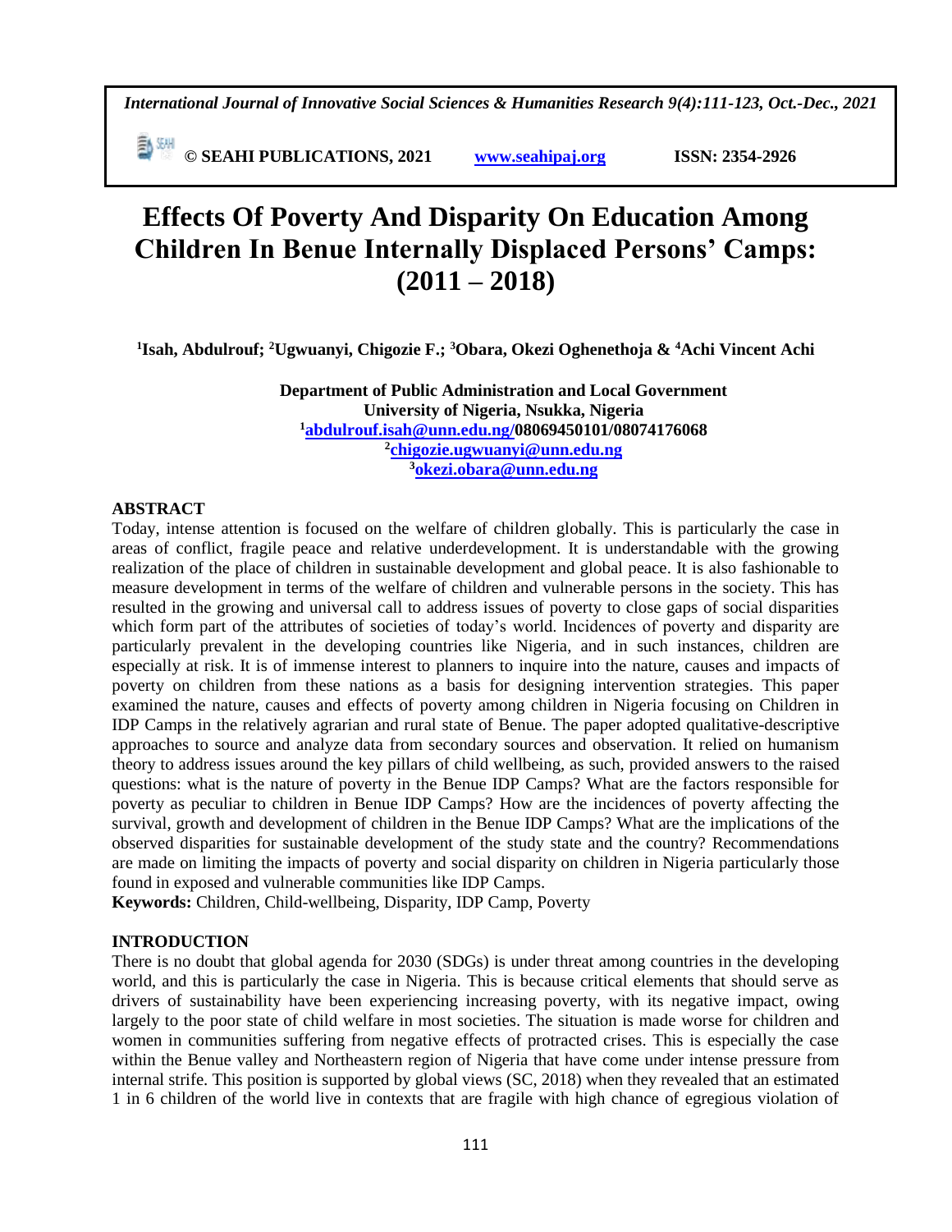# Effects Of Poverty And Disparity On Education Among Children In Benue Internally Displaced Persons' Camps: (2011 – 2018)

[1]Isah, Abdulrouf; [2]Ugwuanyi, Chigozie F.; [3]Obara, Okezi Oghenethoja & [4]Achi Vincent Achi

**Department of Public Administration and Local Government**
**University of Nigeria, Nsukka, Nigeria**
[1]abdulrouf.isah@unn.edu.ng/08069450101/08074176068
[2]chigozie.ugwuanyi@unn.edu.ng
[3]okezi.obara@unn.edu.ng

## ABSTRACT

Today, intense attention is focused on the welfare of children globally. This is particularly the case in areas of conflict, fragile peace and relative underdevelopment. It is understandable with the growing realization of the place of children in sustainable development and global peace. It is also fashionable to measure development in terms of the welfare of children and vulnerable persons in the society. This has resulted in the growing and universal call to address issues of poverty to close gaps of social disparities which form part of the attributes of societies of today's world. Incidences of poverty and disparity are particularly prevalent in the developing countries like Nigeria, and in such instances, children are especially at risk. It is of immense interest to planners to inquire into the nature, causes and impacts of poverty on children from these nations as a basis for designing intervention strategies. This paper examined the nature, causes and effects of poverty among children in Nigeria focusing on Children in IDP Camps in the relatively agrarian and rural state of Benue. The paper adopted qualitative-descriptive approaches to source and analyze data from secondary sources and observation. It relied on humanism theory to address issues around the key pillars of child wellbeing, as such, provided answers to the raised questions: what is the nature of poverty in the Benue IDP Camps? What are the factors responsible for poverty as peculiar to children in Benue IDP Camps? How are the incidences of poverty affecting the survival, growth and development of children in the Benue IDP Camps? What are the implications of the observed disparities for sustainable development of the study state and the country? Recommendations are made on limiting the impacts of poverty and social disparity on children in Nigeria particularly those found in exposed and vulnerable communities like IDP Camps.

**Keywords:** Children, Child-wellbeing, Disparity, IDP Camp, Poverty

## INTRODUCTION

There is no doubt that global agenda for 2030 (SDGs) is under threat among countries in the developing world, and this is particularly the case in Nigeria. This is because critical elements that should serve as drivers of sustainability have been experiencing increasing poverty, with its negative impact, owing largely to the poor state of child welfare in most societies. The situation is made worse for children and women in communities suffering from negative effects of protracted crises. This is especially the case within the Benue valley and Northeastern region of Nigeria that have come under intense pressure from internal strife. This position is supported by global views (SC, 2018) when they revealed that an estimated 1 in 6 children of the world live in contexts that are fragile with high chance of egregious violation of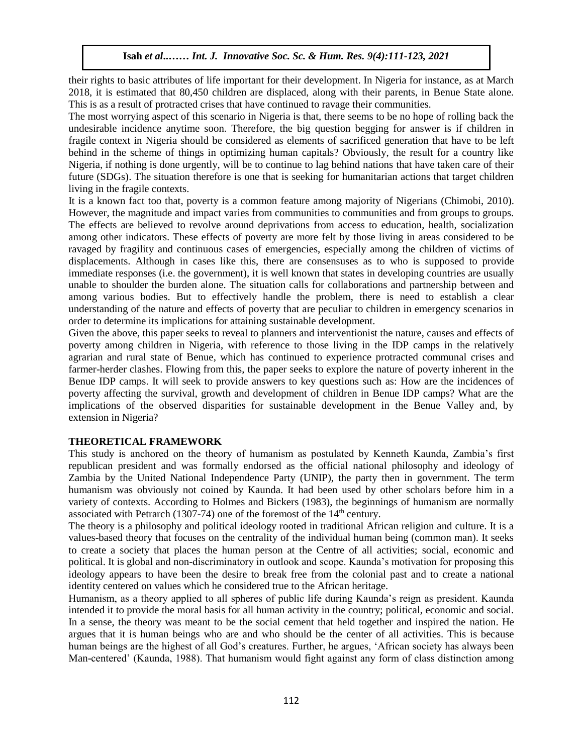their rights to basic attributes of life important for their development. In Nigeria for instance, as at March 2018, it is estimated that 80,450 children are displaced, along with their parents, in Benue State alone. This is as a result of protracted crises that have continued to ravage their communities.

The most worrying aspect of this scenario in Nigeria is that, there seems to be no hope of rolling back the undesirable incidence anytime soon. Therefore, the big question begging for answer is if children in fragile context in Nigeria should be considered as elements of sacrificed generation that have to be left behind in the scheme of things in optimizing human capitals? Obviously, the result for a country like Nigeria, if nothing is done urgently, will be to continue to lag behind nations that have taken care of their future (SDGs). The situation therefore is one that is seeking for humanitarian actions that target children living in the fragile contexts.

It is a known fact too that, poverty is a common feature among majority of Nigerians (Chimobi, 2010). However, the magnitude and impact varies from communities to communities and from groups to groups. The effects are believed to revolve around deprivations from access to education, health, socialization among other indicators. These effects of poverty are more felt by those living in areas considered to be ravaged by fragility and continuous cases of emergencies, especially among the children of victims of displacements. Although in cases like this, there are consensuses as to who is supposed to provide immediate responses (i.e. the government), it is well known that states in developing countries are usually unable to shoulder the burden alone. The situation calls for collaborations and partnership between and among various bodies. But to effectively handle the problem, there is need to establish a clear understanding of the nature and effects of poverty that are peculiar to children in emergency scenarios in order to determine its implications for attaining sustainable development.

Given the above, this paper seeks to reveal to planners and interventionist the nature, causes and effects of poverty among children in Nigeria, with reference to those living in the IDP camps in the relatively agrarian and rural state of Benue, which has continued to experience protracted communal crises and farmer-herder clashes. Flowing from this, the paper seeks to explore the nature of poverty inherent in the Benue IDP camps. It will seek to provide answers to key questions such as: How are the incidences of poverty affecting the survival, growth and development of children in Benue IDP camps? What are the implications of the observed disparities for sustainable development in the Benue Valley and, by extension in Nigeria?

## THEORETICAL FRAMEWORK

This study is anchored on the theory of humanism as postulated by Kenneth Kaunda, Zambia's first republican president and was formally endorsed as the official national philosophy and ideology of Zambia by the United National Independence Party (UNIP), the party then in government. The term humanism was obviously not coined by Kaunda. It had been used by other scholars before him in a variety of contexts. According to Holmes and Bickers (1983), the beginnings of humanism are normally associated with Petrarch (1307-74) one of the foremost of the 14th century.

The theory is a philosophy and political ideology rooted in traditional African religion and culture. It is a values-based theory that focuses on the centrality of the individual human being (common man). It seeks to create a society that places the human person at the Centre of all activities; social, economic and political. It is global and non-discriminatory in outlook and scope. Kaunda's motivation for proposing this ideology appears to have been the desire to break free from the colonial past and to create a national identity centered on values which he considered true to the African heritage.

Humanism, as a theory applied to all spheres of public life during Kaunda's reign as president. Kaunda intended it to provide the moral basis for all human activity in the country; political, economic and social. In a sense, the theory was meant to be the social cement that held together and inspired the nation. He argues that it is human beings who are and who should be the center of all activities. This is because human beings are the highest of all God's creatures. Further, he argues, 'African society has always been Man-centered' (Kaunda, 1988). That humanism would fight against any form of class distinction among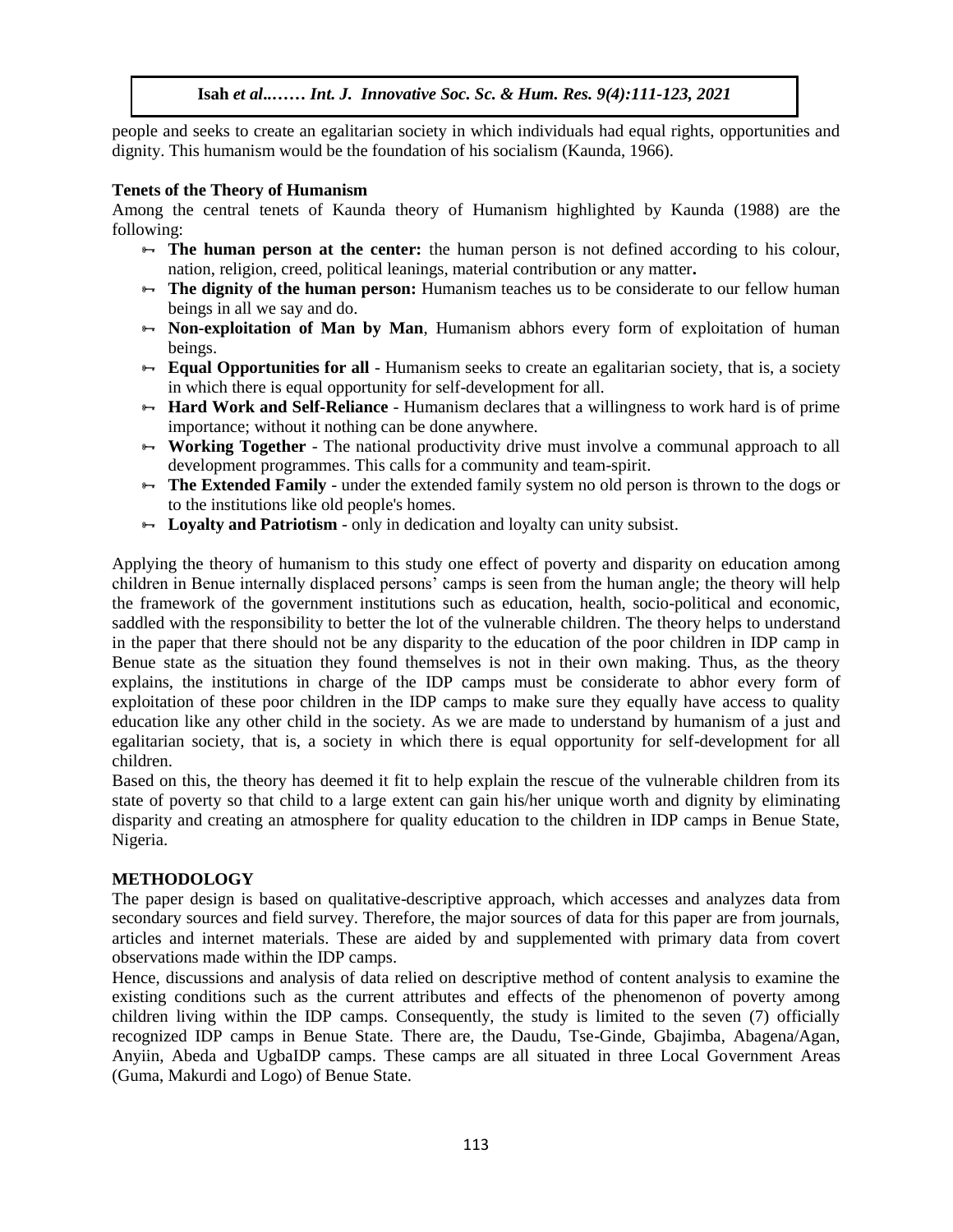people and seeks to create an egalitarian society in which individuals had equal rights, opportunities and dignity. This humanism would be the foundation of his socialism (Kaunda, 1966).

**Tenets of the Theory of Humanism**

Among the central tenets of Kaunda theory of Humanism highlighted by Kaunda (1988) are the following:

- **The human person at the center:** the human person is not defined according to his colour, nation, religion, creed, political leanings, material contribution or any matter**.**
- **The dignity of the human person:** Humanism teaches us to be considerate to our fellow human beings in all we say and do.
- **Non-exploitation of Man by Man**, Humanism abhors every form of exploitation of human beings.
- **Equal Opportunities for all** - Humanism seeks to create an egalitarian society, that is, a society in which there is equal opportunity for self-development for all.
- **Hard Work and Self-Reliance** - Humanism declares that a willingness to work hard is of prime importance; without it nothing can be done anywhere.
- **Working Together** - The national productivity drive must involve a communal approach to all development programmes. This calls for a community and team-spirit.
- **The Extended Family** - under the extended family system no old person is thrown to the dogs or to the institutions like old people's homes.
- **Loyalty and Patriotism** - only in dedication and loyalty can unity subsist.

Applying the theory of humanism to this study one effect of poverty and disparity on education among children in Benue internally displaced persons' camps is seen from the human angle; the theory will help the framework of the government institutions such as education, health, socio-political and economic, saddled with the responsibility to better the lot of the vulnerable children. The theory helps to understand in the paper that there should not be any disparity to the education of the poor children in IDP camp in Benue state as the situation they found themselves is not in their own making. Thus, as the theory explains, the institutions in charge of the IDP camps must be considerate to abhor every form of exploitation of these poor children in the IDP camps to make sure they equally have access to quality education like any other child in the society. As we are made to understand by humanism of a just and egalitarian society, that is, a society in which there is equal opportunity for self-development for all children.

Based on this, the theory has deemed it fit to help explain the rescue of the vulnerable children from its state of poverty so that child to a large extent can gain his/her unique worth and dignity by eliminating disparity and creating an atmosphere for quality education to the children in IDP camps in Benue State, Nigeria.

## METHODOLOGY

The paper design is based on qualitative-descriptive approach, which accesses and analyzes data from secondary sources and field survey. Therefore, the major sources of data for this paper are from journals, articles and internet materials. These are aided by and supplemented with primary data from covert observations made within the IDP camps.

Hence, discussions and analysis of data relied on descriptive method of content analysis to examine the existing conditions such as the current attributes and effects of the phenomenon of poverty among children living within the IDP camps. Consequently, the study is limited to the seven (7) officially recognized IDP camps in Benue State. There are, the Daudu, Tse-Ginde, Gbajimba, Abagena/Agan, Anyiin, Abeda and UgbaIDP camps. These camps are all situated in three Local Government Areas (Guma, Makurdi and Logo) of Benue State.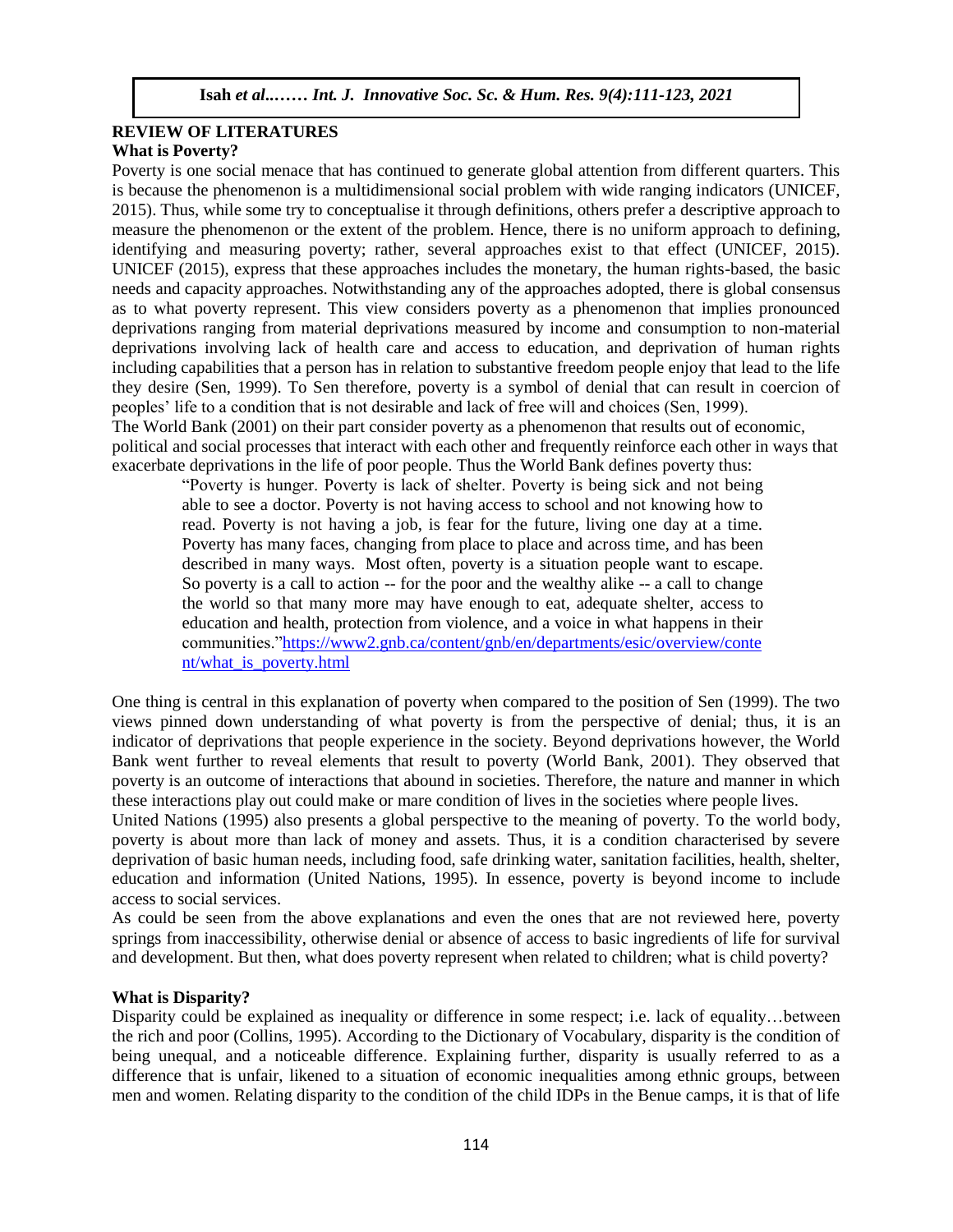## REVIEW OF LITERATURES

### What is Poverty?

Poverty is one social menace that has continued to generate global attention from different quarters. This is because the phenomenon is a multidimensional social problem with wide ranging indicators (UNICEF, 2015). Thus, while some try to conceptualise it through definitions, others prefer a descriptive approach to measure the phenomenon or the extent of the problem. Hence, there is no uniform approach to defining, identifying and measuring poverty; rather, several approaches exist to that effect (UNICEF, 2015). UNICEF (2015), express that these approaches includes the monetary, the human rights-based, the basic needs and capacity approaches. Notwithstanding any of the approaches adopted, there is global consensus as to what poverty represent. This view considers poverty as a phenomenon that implies pronounced deprivations ranging from material deprivations measured by income and consumption to non-material deprivations involving lack of health care and access to education, and deprivation of human rights including capabilities that a person has in relation to substantive freedom people enjoy that lead to the life they desire (Sen, 1999). To Sen therefore, poverty is a symbol of denial that can result in coercion of peoples' life to a condition that is not desirable and lack of free will and choices (Sen, 1999).

The World Bank (2001) on their part consider poverty as a phenomenon that results out of economic, political and social processes that interact with each other and frequently reinforce each other in ways that exacerbate deprivations in the life of poor people. Thus the World Bank defines poverty thus:

> "Poverty is hunger. Poverty is lack of shelter. Poverty is being sick and not being able to see a doctor. Poverty is not having access to school and not knowing how to read. Poverty is not having a job, is fear for the future, living one day at a time. Poverty has many faces, changing from place to place and across time, and has been described in many ways. Most often, poverty is a situation people want to escape. So poverty is a call to action -- for the poor and the wealthy alike -- a call to change the world so that many more may have enough to eat, adequate shelter, access to education and health, protection from violence, and a voice in what happens in their communities."https://www2.gnb.ca/content/gnb/en/departments/esic/overview/content/what_is_poverty.html

One thing is central in this explanation of poverty when compared to the position of Sen (1999). The two views pinned down understanding of what poverty is from the perspective of denial; thus, it is an indicator of deprivations that people experience in the society. Beyond deprivations however, the World Bank went further to reveal elements that result to poverty (World Bank, 2001). They observed that poverty is an outcome of interactions that abound in societies. Therefore, the nature and manner in which these interactions play out could make or mare condition of lives in the societies where people lives.

United Nations (1995) also presents a global perspective to the meaning of poverty. To the world body, poverty is about more than lack of money and assets. Thus, it is a condition characterised by severe deprivation of basic human needs, including food, safe drinking water, sanitation facilities, health, shelter, education and information (United Nations, 1995). In essence, poverty is beyond income to include access to social services.

As could be seen from the above explanations and even the ones that are not reviewed here, poverty springs from inaccessibility, otherwise denial or absence of access to basic ingredients of life for survival and development. But then, what does poverty represent when related to children; what is child poverty?

### What is Disparity?

Disparity could be explained as inequality or difference in some respect; i.e. lack of equality…between the rich and poor (Collins, 1995). According to the Dictionary of Vocabulary, disparity is the condition of being unequal, and a noticeable difference. Explaining further, disparity is usually referred to as a difference that is unfair, likened to a situation of economic inequalities among ethnic groups, between men and women. Relating disparity to the condition of the child IDPs in the Benue camps, it is that of life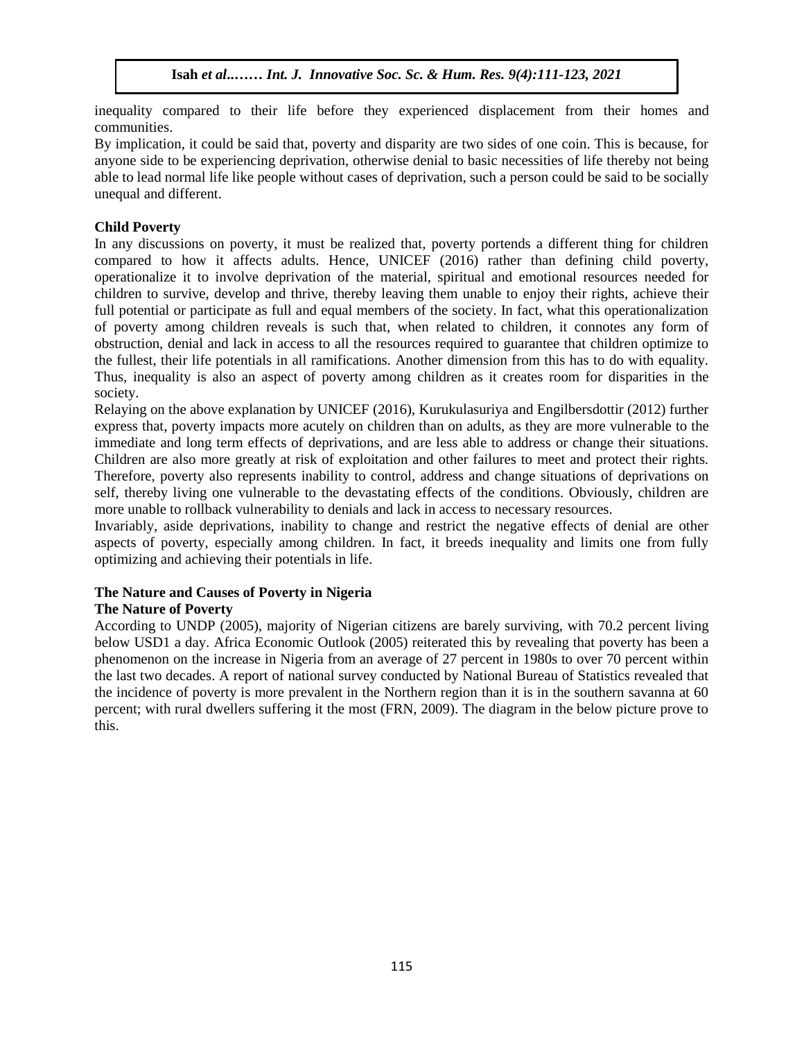inequality compared to their life before they experienced displacement from their homes and communities.

By implication, it could be said that, poverty and disparity are two sides of one coin. This is because, for anyone side to be experiencing deprivation, otherwise denial to basic necessities of life thereby not being able to lead normal life like people without cases of deprivation, such a person could be said to be socially unequal and different.

### Child Poverty

In any discussions on poverty, it must be realized that, poverty portends a different thing for children compared to how it affects adults. Hence, UNICEF (2016) rather than defining child poverty, operationalize it to involve deprivation of the material, spiritual and emotional resources needed for children to survive, develop and thrive, thereby leaving them unable to enjoy their rights, achieve their full potential or participate as full and equal members of the society. In fact, what this operationalization of poverty among children reveals is such that, when related to children, it connotes any form of obstruction, denial and lack in access to all the resources required to guarantee that children optimize to the fullest, their life potentials in all ramifications. Another dimension from this has to do with equality. Thus, inequality is also an aspect of poverty among children as it creates room for disparities in the society.

Relaying on the above explanation by UNICEF (2016), Kurukulasuriya and Engilbersdottir (2012) further express that, poverty impacts more acutely on children than on adults, as they are more vulnerable to the immediate and long term effects of deprivations, and are less able to address or change their situations. Children are also more greatly at risk of exploitation and other failures to meet and protect their rights. Therefore, poverty also represents inability to control, address and change situations of deprivations on self, thereby living one vulnerable to the devastating effects of the conditions. Obviously, children are more unable to rollback vulnerability to denials and lack in access to necessary resources.

Invariably, aside deprivations, inability to change and restrict the negative effects of denial are other aspects of poverty, especially among children. In fact, it breeds inequality and limits one from fully optimizing and achieving their potentials in life.

## The Nature and Causes of Poverty in Nigeria

### The Nature of Poverty

According to UNDP (2005), majority of Nigerian citizens are barely surviving, with 70.2 percent living below USD1 a day. Africa Economic Outlook (2005) reiterated this by revealing that poverty has been a phenomenon on the increase in Nigeria from an average of 27 percent in 1980s to over 70 percent within the last two decades. A report of national survey conducted by National Bureau of Statistics revealed that the incidence of poverty is more prevalent in the Northern region than it is in the southern savanna at 60 percent; with rural dwellers suffering it the most (FRN, 2009). The diagram in the below picture prove to this.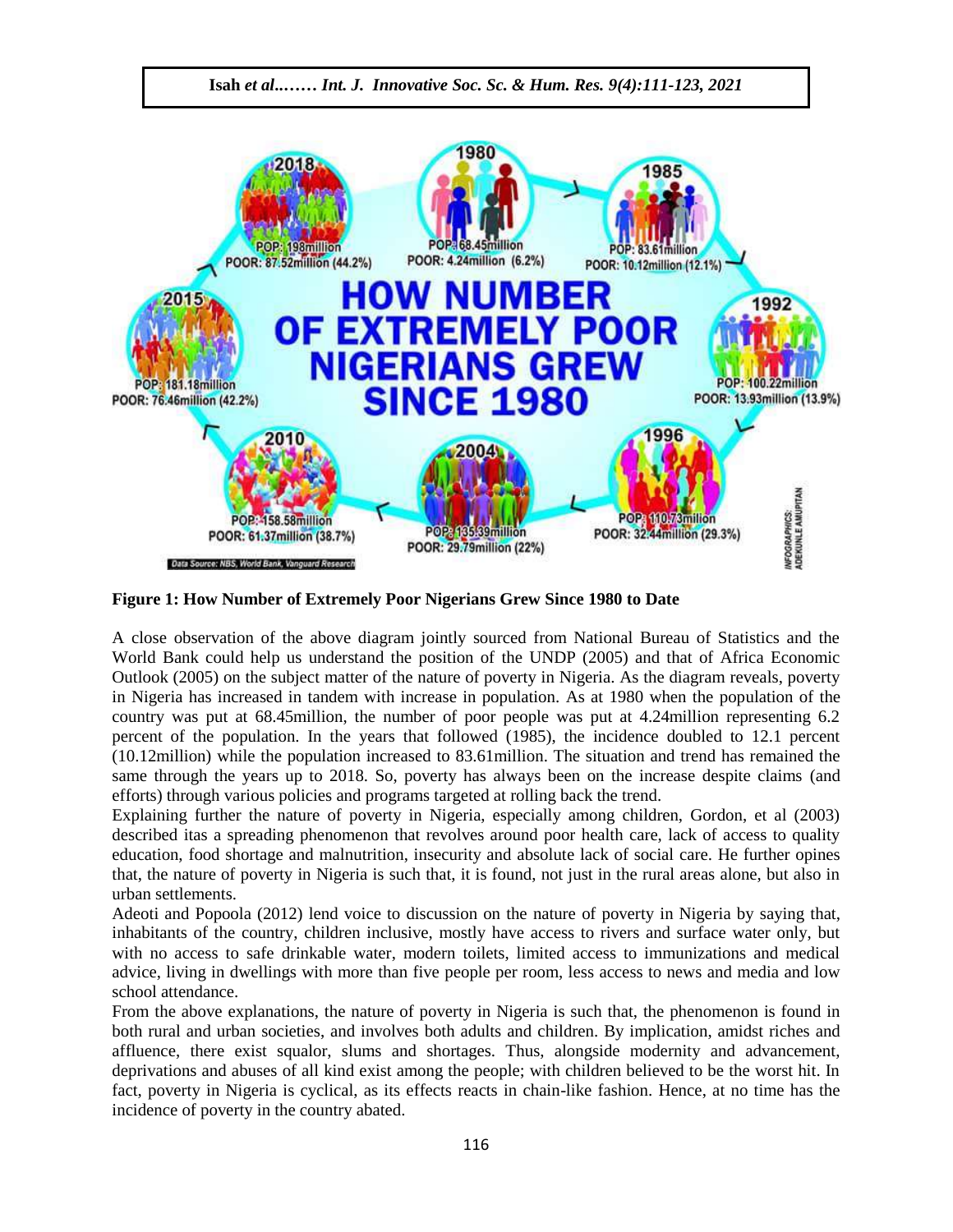**Figure 1: How Number of Extremely Poor Nigerians Grew Since 1980 to Date**

A close observation of the above diagram jointly sourced from National Bureau of Statistics and the World Bank could help us understand the position of the UNDP (2005) and that of Africa Economic Outlook (2005) on the subject matter of the nature of poverty in Nigeria. As the diagram reveals, poverty in Nigeria has increased in tandem with increase in population. As at 1980 when the population of the country was put at 68.45million, the number of poor people was put at 4.24million representing 6.2 percent of the population. In the years that followed (1985), the incidence doubled to 12.1 percent (10.12million) while the population increased to 83.61million. The situation and trend has remained the same through the years up to 2018. So, poverty has always been on the increase despite claims (and efforts) through various policies and programs targeted at rolling back the trend.

Explaining further the nature of poverty in Nigeria, especially among children, Gordon, et al (2003) described itas a spreading phenomenon that revolves around poor health care, lack of access to quality education, food shortage and malnutrition, insecurity and absolute lack of social care. He further opines that, the nature of poverty in Nigeria is such that, it is found, not just in the rural areas alone, but also in urban settlements.

Adeoti and Popoola (2012) lend voice to discussion on the nature of poverty in Nigeria by saying that, inhabitants of the country, children inclusive, mostly have access to rivers and surface water only, but with no access to safe drinkable water, modern toilets, limited access to immunizations and medical advice, living in dwellings with more than five people per room, less access to news and media and low school attendance.

From the above explanations, the nature of poverty in Nigeria is such that, the phenomenon is found in both rural and urban societies, and involves both adults and children. By implication, amidst riches and affluence, there exist squalor, slums and shortages. Thus, alongside modernity and advancement, deprivations and abuses of all kind exist among the people; with children believed to be the worst hit. In fact, poverty in Nigeria is cyclical, as its effects reacts in chain-like fashion. Hence, at no time has the incidence of poverty in the country abated.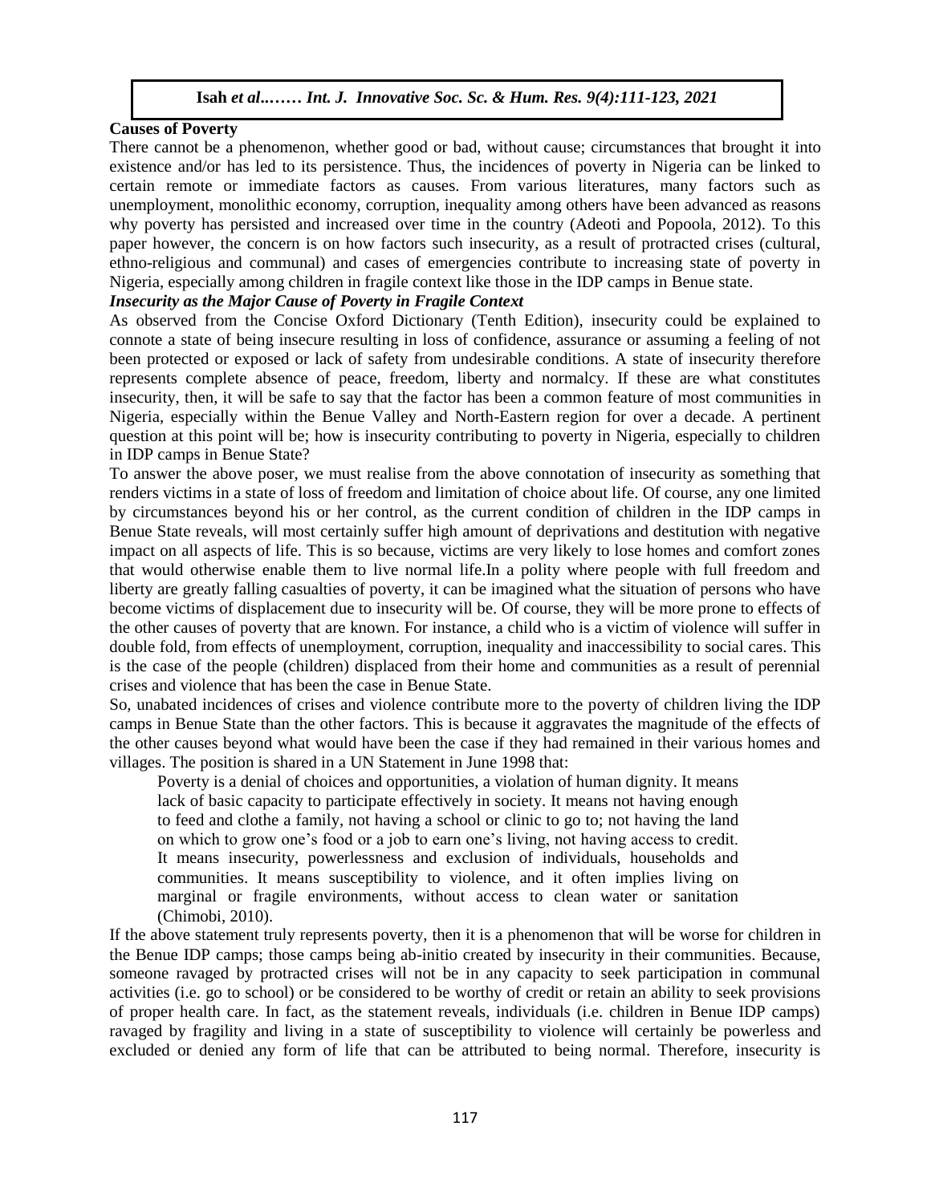## Causes of Poverty

There cannot be a phenomenon, whether good or bad, without cause; circumstances that brought it into existence and/or has led to its persistence. Thus, the incidences of poverty in Nigeria can be linked to certain remote or immediate factors as causes. From various literatures, many factors such as unemployment, monolithic economy, corruption, inequality among others have been advanced as reasons why poverty has persisted and increased over time in the country (Adeoti and Popoola, 2012). To this paper however, the concern is on how factors such insecurity, as a result of protracted crises (cultural, ethno-religious and communal) and cases of emergencies contribute to increasing state of poverty in Nigeria, especially among children in fragile context like those in the IDP camps in Benue state.

### *Insecurity as the Major Cause of Poverty in Fragile Context*

As observed from the Concise Oxford Dictionary (Tenth Edition), insecurity could be explained to connote a state of being insecure resulting in loss of confidence, assurance or assuming a feeling of not been protected or exposed or lack of safety from undesirable conditions. A state of insecurity therefore represents complete absence of peace, freedom, liberty and normalcy. If these are what constitutes insecurity, then, it will be safe to say that the factor has been a common feature of most communities in Nigeria, especially within the Benue Valley and North-Eastern region for over a decade. A pertinent question at this point will be; how is insecurity contributing to poverty in Nigeria, especially to children in IDP camps in Benue State?

To answer the above poser, we must realise from the above connotation of insecurity as something that renders victims in a state of loss of freedom and limitation of choice about life. Of course, any one limited by circumstances beyond his or her control, as the current condition of children in the IDP camps in Benue State reveals, will most certainly suffer high amount of deprivations and destitution with negative impact on all aspects of life. This is so because, victims are very likely to lose homes and comfort zones that would otherwise enable them to live normal life.In a polity where people with full freedom and liberty are greatly falling casualties of poverty, it can be imagined what the situation of persons who have become victims of displacement due to insecurity will be. Of course, they will be more prone to effects of the other causes of poverty that are known. For instance, a child who is a victim of violence will suffer in double fold, from effects of unemployment, corruption, inequality and inaccessibility to social cares. This is the case of the people (children) displaced from their home and communities as a result of perennial crises and violence that has been the case in Benue State.

So, unabated incidences of crises and violence contribute more to the poverty of children living the IDP camps in Benue State than the other factors. This is because it aggravates the magnitude of the effects of the other causes beyond what would have been the case if they had remained in their various homes and villages. The position is shared in a UN Statement in June 1998 that:

> Poverty is a denial of choices and opportunities, a violation of human dignity. It means lack of basic capacity to participate effectively in society. It means not having enough to feed and clothe a family, not having a school or clinic to go to; not having the land on which to grow one's food or a job to earn one's living, not having access to credit. It means insecurity, powerlessness and exclusion of individuals, households and communities. It means susceptibility to violence, and it often implies living on marginal or fragile environments, without access to clean water or sanitation (Chimobi, 2010).

If the above statement truly represents poverty, then it is a phenomenon that will be worse for children in the Benue IDP camps; those camps being ab-initio created by insecurity in their communities. Because, someone ravaged by protracted crises will not be in any capacity to seek participation in communal activities (i.e. go to school) or be considered to be worthy of credit or retain an ability to seek provisions of proper health care. In fact, as the statement reveals, individuals (i.e. children in Benue IDP camps) ravaged by fragility and living in a state of susceptibility to violence will certainly be powerless and excluded or denied any form of life that can be attributed to being normal. Therefore, insecurity is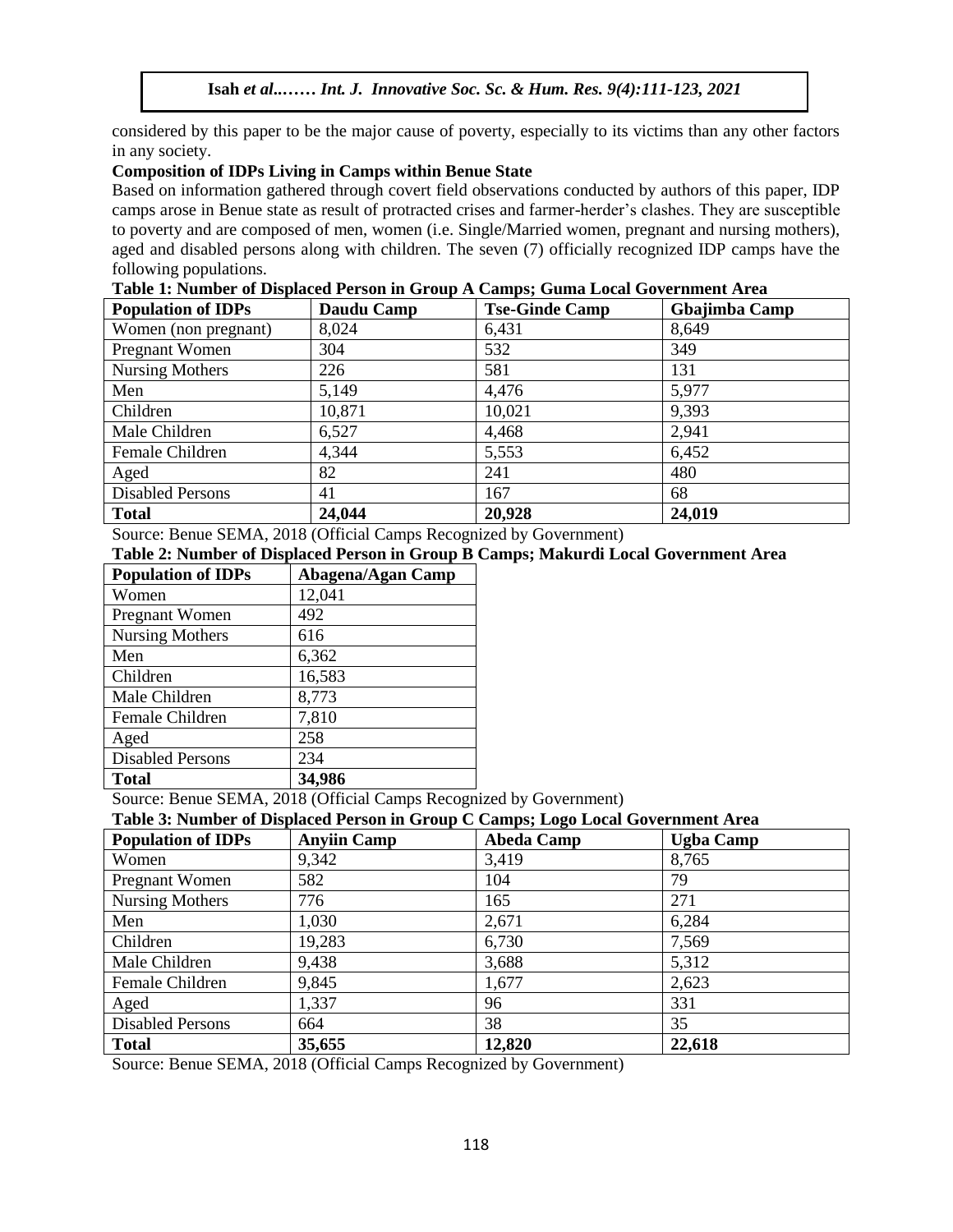considered by this paper to be the major cause of poverty, especially to its victims than any other factors in any society.

**Composition of IDPs Living in Camps within Benue State**

Based on information gathered through covert field observations conducted by authors of this paper, IDP camps arose in Benue state as result of protracted crises and farmer-herder's clashes. They are susceptible to poverty and are composed of men, women (i.e. Single/Married women, pregnant and nursing mothers), aged and disabled persons along with children. The seven (7) officially recognized IDP camps have the following populations.

**Table 1: Number of Displaced Person in Group A Camps; Guma Local Government Area**

| Population of IDPs | Daudu Camp | Tse-Ginde Camp | Gbajimba Camp |
|---|---|---|---|
| Women (non pregnant) | 8,024 | 6,431 | 8,649 |
| Pregnant Women | 304 | 532 | 349 |
| Nursing Mothers | 226 | 581 | 131 |
| Men | 5,149 | 4,476 | 5,977 |
| Children | 10,871 | 10,021 | 9,393 |
| Male Children | 6,527 | 4,468 | 2,941 |
| Female Children | 4,344 | 5,553 | 6,452 |
| Aged | 82 | 241 | 480 |
| Disabled Persons | 41 | 167 | 68 |
| **Total** | **24,044** | **20,928** | **24,019** |

Source: Benue SEMA, 2018 (Official Camps Recognized by Government)

**Table 2: Number of Displaced Person in Group B Camps; Makurdi Local Government Area**

| Population of IDPs | Abagena/Agan Camp |
|---|---|
| Women | 12,041 |
| Pregnant Women | 492 |
| Nursing Mothers | 616 |
| Men | 6,362 |
| Children | 16,583 |
| Male Children | 8,773 |
| Female Children | 7,810 |
| Aged | 258 |
| Disabled Persons | 234 |
| **Total** | **34,986** |

Source: Benue SEMA, 2018 (Official Camps Recognized by Government)

**Table 3: Number of Displaced Person in Group C Camps; Logo Local Government Area**

| Population of IDPs | Anyiin Camp | Abeda Camp | Ugba Camp |
|---|---|---|---|
| Women | 9,342 | 3,419 | 8,765 |
| Pregnant Women | 582 | 104 | 79 |
| Nursing Mothers | 776 | 165 | 271 |
| Men | 1,030 | 2,671 | 6,284 |
| Children | 19,283 | 6,730 | 7,569 |
| Male Children | 9,438 | 3,688 | 5,312 |
| Female Children | 9,845 | 1,677 | 2,623 |
| Aged | 1,337 | 96 | 331 |
| Disabled Persons | 664 | 38 | 35 |
| **Total** | **35,655** | **12,820** | **22,618** |

Source: Benue SEMA, 2018 (Official Camps Recognized by Government)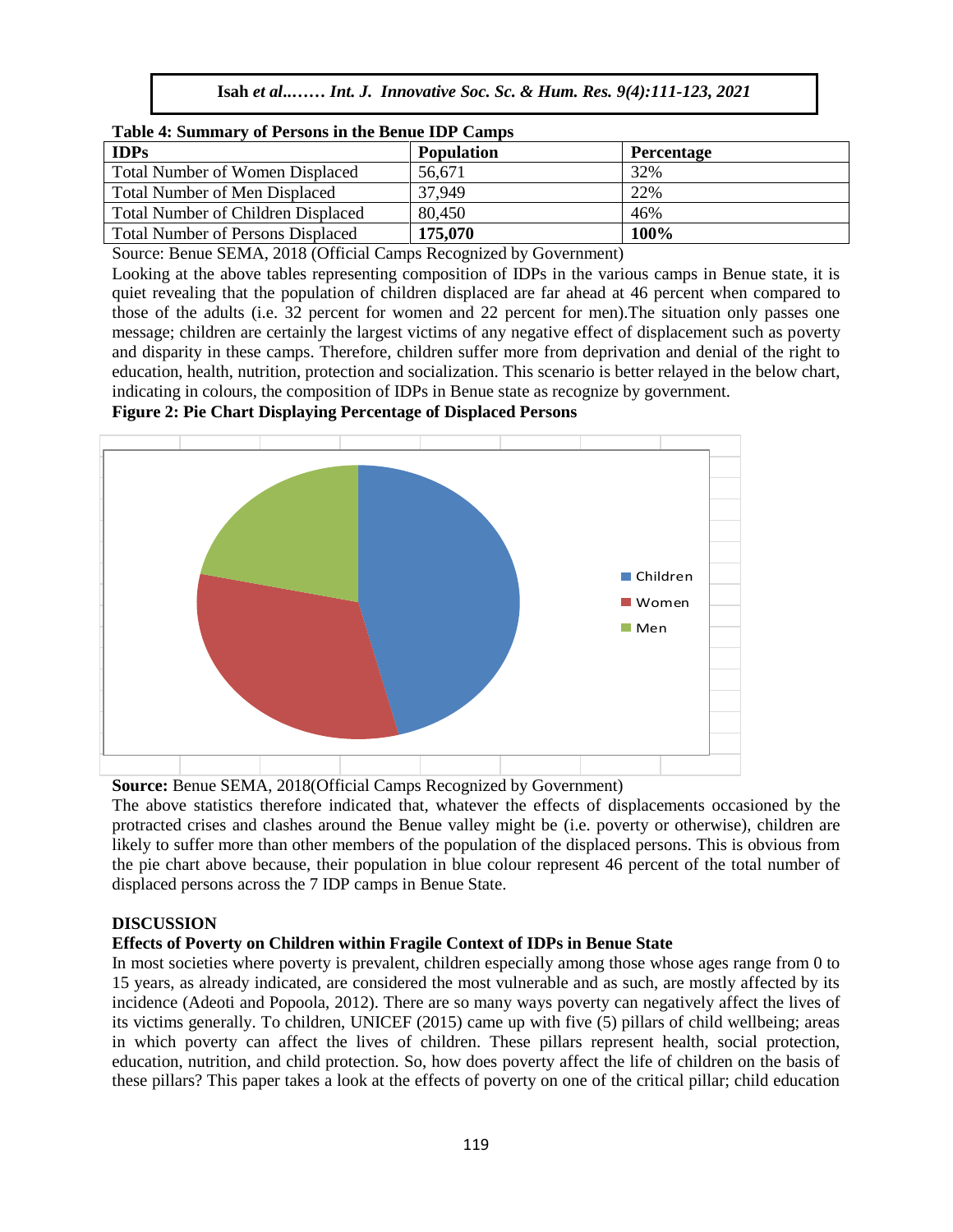**Table 4: Summary of Persons in the Benue IDP Camps**

| IDPs | Population | Percentage |
|---|---|---|
| Total Number of Women Displaced | 56,671 | 32% |
| Total Number of Men Displaced | 37,949 | 22% |
| Total Number of Children Displaced | 80,450 | 46% |
| Total Number of Persons Displaced | **175,070** | **100%** |

Source: Benue SEMA, 2018 (Official Camps Recognized by Government)

Looking at the above tables representing composition of IDPs in the various camps in Benue state, it is quiet revealing that the population of children displaced are far ahead at 46 percent when compared to those of the adults (i.e. 32 percent for women and 22 percent for men).The situation only passes one message; children are certainly the largest victims of any negative effect of displacement such as poverty and disparity in these camps. Therefore, children suffer more from deprivation and denial of the right to education, health, nutrition, protection and socialization. This scenario is better relayed in the below chart, indicating in colours, the composition of IDPs in Benue state as recognize by government.

**Figure 2: Pie Chart Displaying Percentage of Displaced Persons**

**Source:** Benue SEMA, 2018(Official Camps Recognized by Government)

The above statistics therefore indicated that, whatever the effects of displacements occasioned by the protracted crises and clashes around the Benue valley might be (i.e. poverty or otherwise), children are likely to suffer more than other members of the population of the displaced persons. This is obvious from the pie chart above because, their population in blue colour represent 46 percent of the total number of displaced persons across the 7 IDP camps in Benue State.

## DISCUSSION

### Effects of Poverty on Children within Fragile Context of IDPs in Benue State

In most societies where poverty is prevalent, children especially among those whose ages range from 0 to 15 years, as already indicated, are considered the most vulnerable and as such, are mostly affected by its incidence (Adeoti and Popoola, 2012). There are so many ways poverty can negatively affect the lives of its victims generally. To children, UNICEF (2015) came up with five (5) pillars of child wellbeing; areas in which poverty can affect the lives of children. These pillars represent health, social protection, education, nutrition, and child protection. So, how does poverty affect the life of children on the basis of these pillars? This paper takes a look at the effects of poverty on one of the critical pillar; child education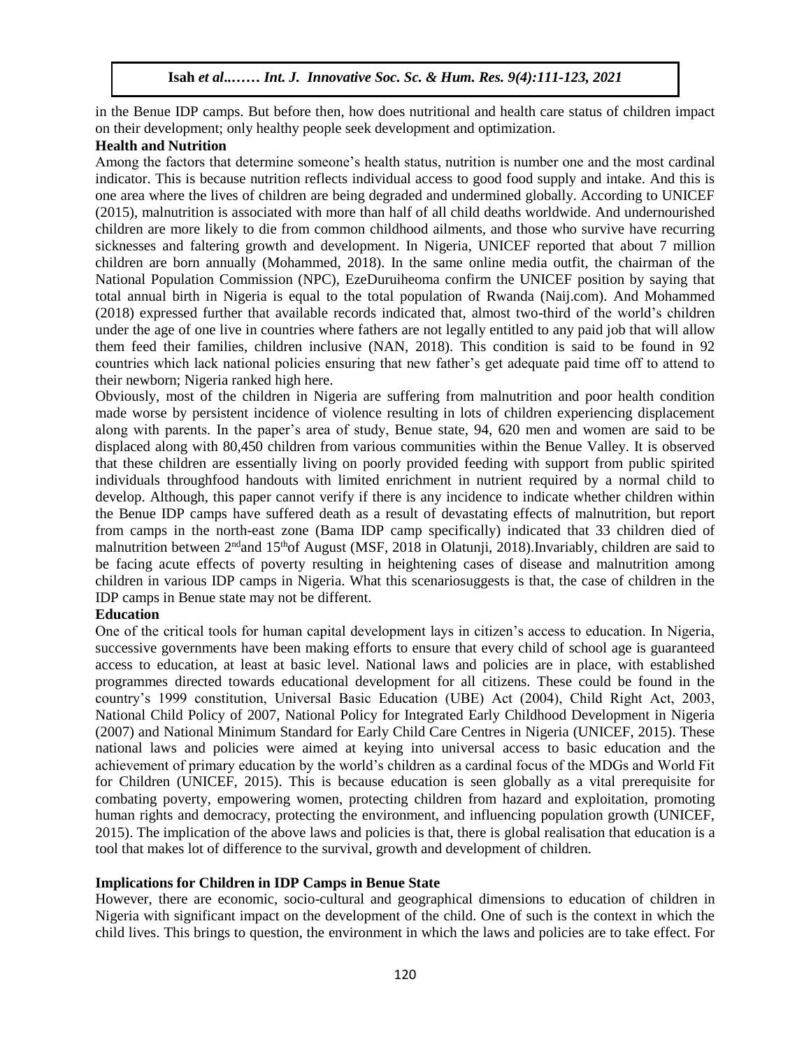in the Benue IDP camps. But before then, how does nutritional and health care status of children impact on their development; only healthy people seek development and optimization.

**Health and Nutrition**

Among the factors that determine someone's health status, nutrition is number one and the most cardinal indicator. This is because nutrition reflects individual access to good food supply and intake. And this is one area where the lives of children are being degraded and undermined globally. According to UNICEF (2015), malnutrition is associated with more than half of all child deaths worldwide. And undernourished children are more likely to die from common childhood ailments, and those who survive have recurring sicknesses and faltering growth and development. In Nigeria, UNICEF reported that about 7 million children are born annually (Mohammed, 2018). In the same online media outfit, the chairman of the National Population Commission (NPC), EzeDuruiheoma confirm the UNICEF position by saying that total annual birth in Nigeria is equal to the total population of Rwanda (Naij.com). And Mohammed (2018) expressed further that available records indicated that, almost two-third of the world's children under the age of one live in countries where fathers are not legally entitled to any paid job that will allow them feed their families, children inclusive (NAN, 2018). This condition is said to be found in 92 countries which lack national policies ensuring that new father's get adequate paid time off to attend to their newborn; Nigeria ranked high here.

Obviously, most of the children in Nigeria are suffering from malnutrition and poor health condition made worse by persistent incidence of violence resulting in lots of children experiencing displacement along with parents. In the paper's area of study, Benue state, 94, 620 men and women are said to be displaced along with 80,450 children from various communities within the Benue Valley. It is observed that these children are essentially living on poorly provided feeding with support from public spirited individuals throughfood handouts with limited enrichment in nutrient required by a normal child to develop. Although, this paper cannot verify if there is any incidence to indicate whether children within the Benue IDP camps have suffered death as a result of devastating effects of malnutrition, but report from camps in the north-east zone (Bama IDP camp specifically) indicated that 33 children died of malnutrition between 2nd and 15th of August (MSF, 2018 in Olatunji, 2018).Invariably, children are said to be facing acute effects of poverty resulting in heightening cases of disease and malnutrition among children in various IDP camps in Nigeria. What this scenariosuggests is that, the case of children in the IDP camps in Benue state may not be different.

**Education**

One of the critical tools for human capital development lays in citizen's access to education. In Nigeria, successive governments have been making efforts to ensure that every child of school age is guaranteed access to education, at least at basic level. National laws and policies are in place, with established programmes directed towards educational development for all citizens. These could be found in the country's 1999 constitution, Universal Basic Education (UBE) Act (2004), Child Right Act, 2003, National Child Policy of 2007, National Policy for Integrated Early Childhood Development in Nigeria (2007) and National Minimum Standard for Early Child Care Centres in Nigeria (UNICEF, 2015). These national laws and policies were aimed at keying into universal access to basic education and the achievement of primary education by the world's children as a cardinal focus of the MDGs and World Fit for Children (UNICEF, 2015). This is because education is seen globally as a vital prerequisite for combating poverty, empowering women, protecting children from hazard and exploitation, promoting human rights and democracy, protecting the environment, and influencing population growth (UNICEF, 2015). The implication of the above laws and policies is that, there is global realisation that education is a tool that makes lot of difference to the survival, growth and development of children.

**Implications for Children in IDP Camps in Benue State**

However, there are economic, socio-cultural and geographical dimensions to education of children in Nigeria with significant impact on the development of the child. One of such is the context in which the child lives. This brings to question, the environment in which the laws and policies are to take effect. For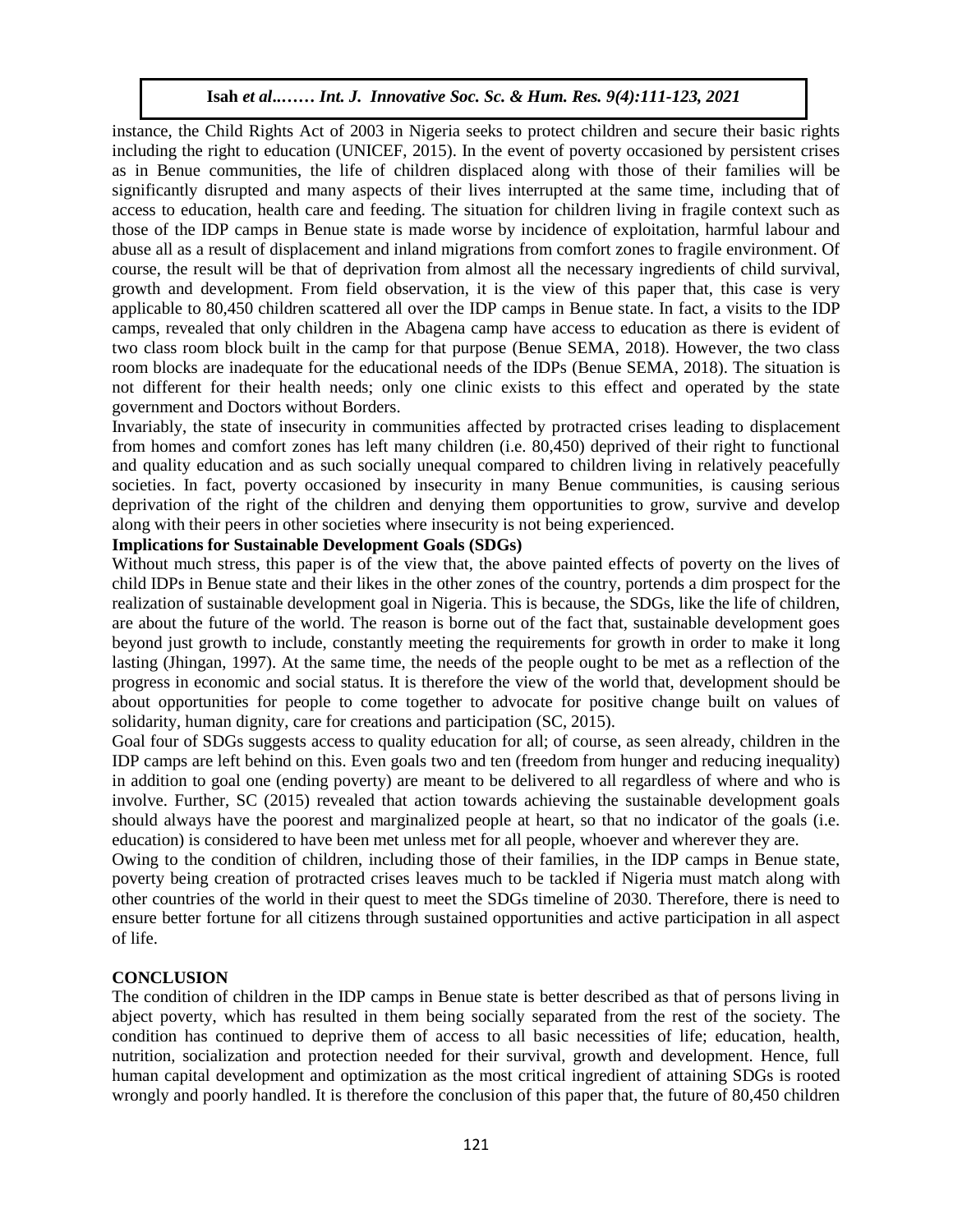instance, the Child Rights Act of 2003 in Nigeria seeks to protect children and secure their basic rights including the right to education (UNICEF, 2015). In the event of poverty occasioned by persistent crises as in Benue communities, the life of children displaced along with those of their families will be significantly disrupted and many aspects of their lives interrupted at the same time, including that of access to education, health care and feeding. The situation for children living in fragile context such as those of the IDP camps in Benue state is made worse by incidence of exploitation, harmful labour and abuse all as a result of displacement and inland migrations from comfort zones to fragile environment. Of course, the result will be that of deprivation from almost all the necessary ingredients of child survival, growth and development. From field observation, it is the view of this paper that, this case is very applicable to 80,450 children scattered all over the IDP camps in Benue state. In fact, a visits to the IDP camps, revealed that only children in the Abagena camp have access to education as there is evident of two class room block built in the camp for that purpose (Benue SEMA, 2018). However, the two class room blocks are inadequate for the educational needs of the IDPs (Benue SEMA, 2018). The situation is not different for their health needs; only one clinic exists to this effect and operated by the state government and Doctors without Borders.

Invariably, the state of insecurity in communities affected by protracted crises leading to displacement from homes and comfort zones has left many children (i.e. 80,450) deprived of their right to functional and quality education and as such socially unequal compared to children living in relatively peacefully societies. In fact, poverty occasioned by insecurity in many Benue communities, is causing serious deprivation of the right of the children and denying them opportunities to grow, survive and develop along with their peers in other societies where insecurity is not being experienced.

**Implications for Sustainable Development Goals (SDGs)**

Without much stress, this paper is of the view that, the above painted effects of poverty on the lives of child IDPs in Benue state and their likes in the other zones of the country, portends a dim prospect for the realization of sustainable development goal in Nigeria. This is because, the SDGs, like the life of children, are about the future of the world. The reason is borne out of the fact that, sustainable development goes beyond just growth to include, constantly meeting the requirements for growth in order to make it long lasting (Jhingan, 1997). At the same time, the needs of the people ought to be met as a reflection of the progress in economic and social status. It is therefore the view of the world that, development should be about opportunities for people to come together to advocate for positive change built on values of solidarity, human dignity, care for creations and participation (SC, 2015).

Goal four of SDGs suggests access to quality education for all; of course, as seen already, children in the IDP camps are left behind on this. Even goals two and ten (freedom from hunger and reducing inequality) in addition to goal one (ending poverty) are meant to be delivered to all regardless of where and who is involve. Further, SC (2015) revealed that action towards achieving the sustainable development goals should always have the poorest and marginalized people at heart, so that no indicator of the goals (i.e. education) is considered to have been met unless met for all people, whoever and wherever they are.

Owing to the condition of children, including those of their families, in the IDP camps in Benue state, poverty being creation of protracted crises leaves much to be tackled if Nigeria must match along with other countries of the world in their quest to meet the SDGs timeline of 2030. Therefore, there is need to ensure better fortune for all citizens through sustained opportunities and active participation in all aspect of life.

## CONCLUSION

The condition of children in the IDP camps in Benue state is better described as that of persons living in abject poverty, which has resulted in them being socially separated from the rest of the society. The condition has continued to deprive them of access to all basic necessities of life; education, health, nutrition, socialization and protection needed for their survival, growth and development. Hence, full human capital development and optimization as the most critical ingredient of attaining SDGs is rooted wrongly and poorly handled. It is therefore the conclusion of this paper that, the future of 80,450 children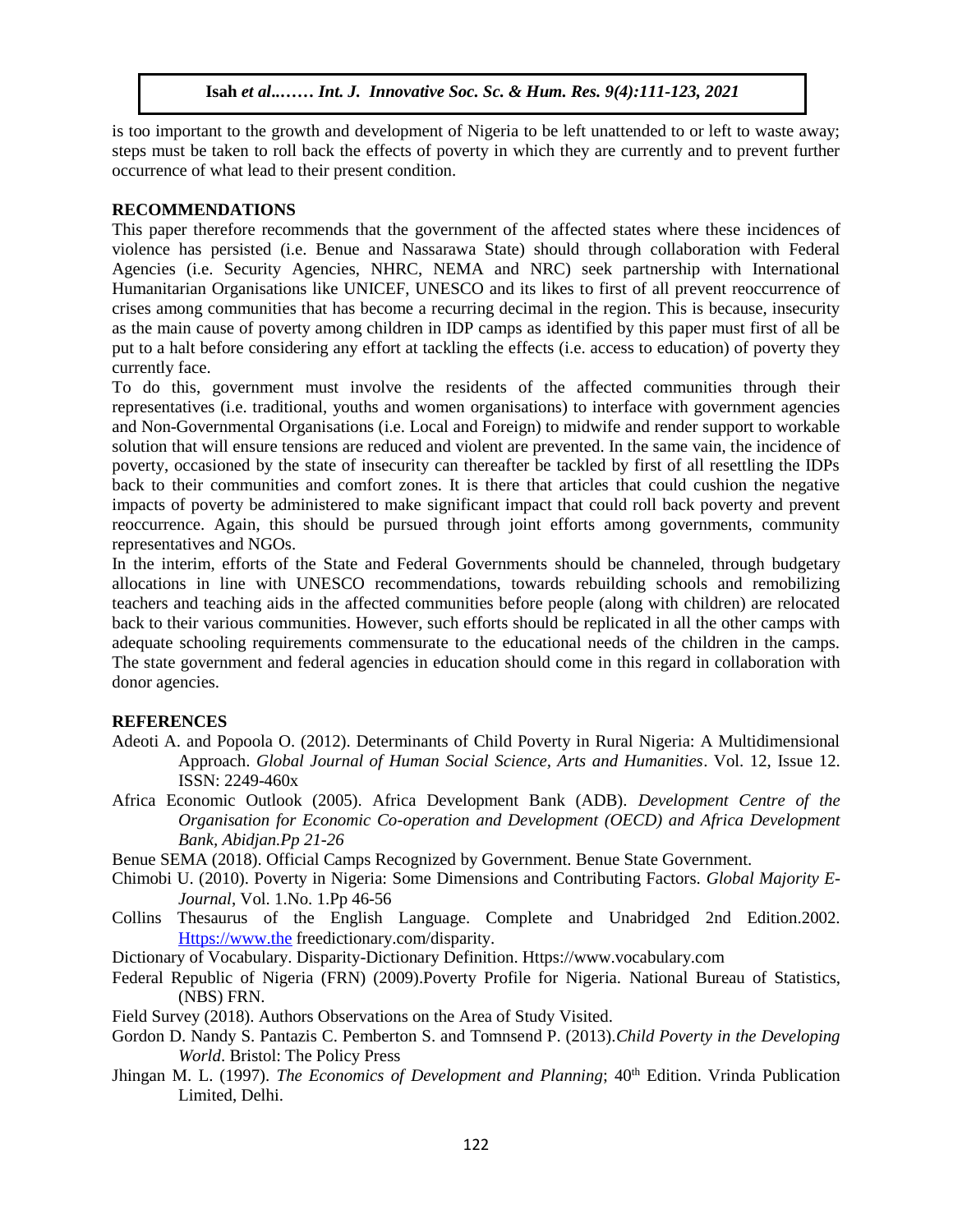is too important to the growth and development of Nigeria to be left unattended to or left to waste away; steps must be taken to roll back the effects of poverty in which they are currently and to prevent further occurrence of what lead to their present condition.

## RECOMMENDATIONS

This paper therefore recommends that the government of the affected states where these incidences of violence has persisted (i.e. Benue and Nassarawa State) should through collaboration with Federal Agencies (i.e. Security Agencies, NHRC, NEMA and NRC) seek partnership with International Humanitarian Organisations like UNICEF, UNESCO and its likes to first of all prevent reoccurrence of crises among communities that has become a recurring decimal in the region. This is because, insecurity as the main cause of poverty among children in IDP camps as identified by this paper must first of all be put to a halt before considering any effort at tackling the effects (i.e. access to education) of poverty they currently face.

To do this, government must involve the residents of the affected communities through their representatives (i.e. traditional, youths and women organisations) to interface with government agencies and Non-Governmental Organisations (i.e. Local and Foreign) to midwife and render support to workable solution that will ensure tensions are reduced and violent are prevented. In the same vain, the incidence of poverty, occasioned by the state of insecurity can thereafter be tackled by first of all resettling the IDPs back to their communities and comfort zones. It is there that articles that could cushion the negative impacts of poverty be administered to make significant impact that could roll back poverty and prevent reoccurrence. Again, this should be pursued through joint efforts among governments, community representatives and NGOs.

In the interim, efforts of the State and Federal Governments should be channeled, through budgetary allocations in line with UNESCO recommendations, towards rebuilding schools and remobilizing teachers and teaching aids in the affected communities before people (along with children) are relocated back to their various communities. However, such efforts should be replicated in all the other camps with adequate schooling requirements commensurate to the educational needs of the children in the camps. The state government and federal agencies in education should come in this regard in collaboration with donor agencies.

## REFERENCES

Adeoti A. and Popoola O. (2012). Determinants of Child Poverty in Rural Nigeria: A Multidimensional Approach. *Global Journal of Human Social Science, Arts and Humanities*. Vol. 12, Issue 12. ISSN: 2249-460x

Africa Economic Outlook (2005). Africa Development Bank (ADB). *Development Centre of the Organisation for Economic Co-operation and Development (OECD) and Africa Development Bank, Abidjan.Pp 21-26*

Benue SEMA (2018). Official Camps Recognized by Government. Benue State Government.

Chimobi U. (2010). Poverty in Nigeria: Some Dimensions and Contributing Factors. *Global Majority E-Journal*, Vol. 1.No. 1.Pp 46-56

Collins Thesaurus of the English Language. Complete and Unabridged 2nd Edition.2002. Https://www.the freedictionary.com/disparity.

Dictionary of Vocabulary. Disparity-Dictionary Definition. Https://www.vocabulary.com

Federal Republic of Nigeria (FRN) (2009).Poverty Profile for Nigeria. National Bureau of Statistics, (NBS) FRN.

Field Survey (2018). Authors Observations on the Area of Study Visited.

Gordon D. Nandy S. Pantazis C. Pemberton S. and Tomnsend P. (2013).*Child Poverty in the Developing World*. Bristol: The Policy Press

Jhingan M. L. (1997). *The Economics of Development and Planning*; 40th Edition. Vrinda Publication Limited, Delhi.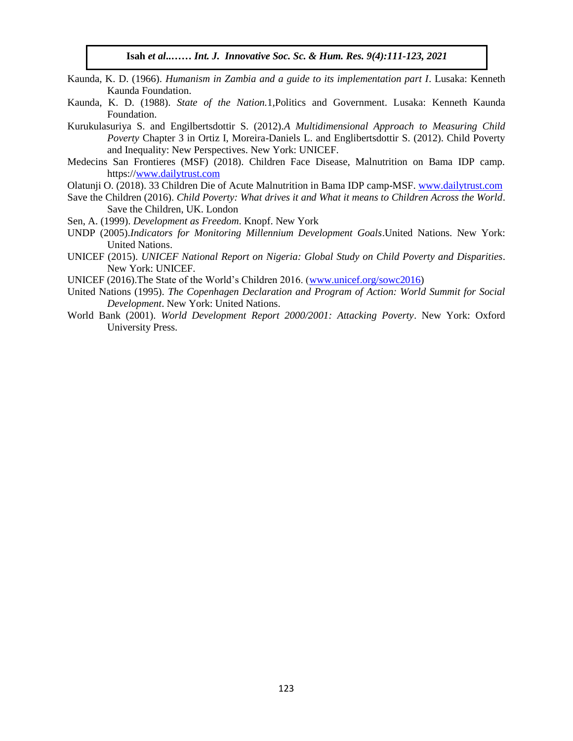Kaunda, K. D. (1966). *Humanism in Zambia and a guide to its implementation part I*. Lusaka: Kenneth Kaunda Foundation.

Kaunda, K. D. (1988). *State of the Nation.*1,Politics and Government. Lusaka: Kenneth Kaunda Foundation.

Kurukulasuriya S. and Engilbertsdottir S. (2012).*A Multidimensional Approach to Measuring Child Poverty* Chapter 3 in Ortiz I, Moreira-Daniels L. and Englibertsdottir S. (2012). Child Poverty and Inequality: New Perspectives. New York: UNICEF.

Medecins San Frontieres (MSF) (2018). Children Face Disease, Malnutrition on Bama IDP camp. https://www.dailytrust.com

Olatunji O. (2018). 33 Children Die of Acute Malnutrition in Bama IDP camp-MSF. www.dailytrust.com

Save the Children (2016). *Child Poverty: What drives it and What it means to Children Across the World*. Save the Children, UK. London

Sen, A. (1999). *Development as Freedom*. Knopf. New York

UNDP (2005).*Indicators for Monitoring Millennium Development Goals*.United Nations. New York: United Nations.

UNICEF (2015). *UNICEF National Report on Nigeria: Global Study on Child Poverty and Disparities*. New York: UNICEF.

UNICEF (2016).The State of the World's Children 2016. (www.unicef.org/sowc2016)

United Nations (1995). *The Copenhagen Declaration and Program of Action: World Summit for Social Development*. New York: United Nations.

World Bank (2001). *World Development Report 2000/2001: Attacking Poverty*. New York: Oxford University Press.